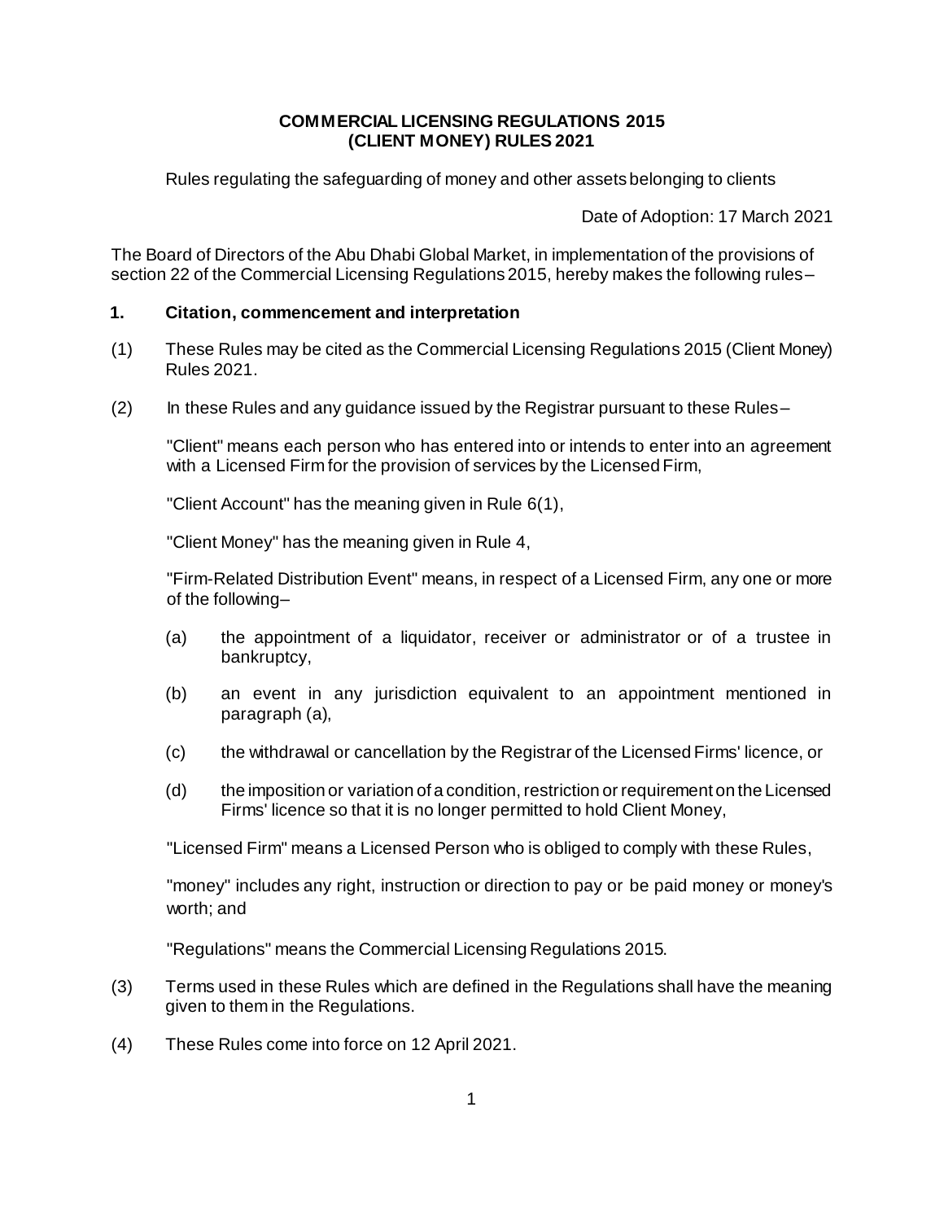# COMMERCIAL LICENSING REGULATIONS 2015
# (CLIENT MONEY) RULES 2021

Rules regulating the safeguarding of money and other assets belonging to clients

Date of Adoption: 17 March 2021

The Board of Directors of the Abu Dhabi Global Market, in implementation of the provisions of section 22 of the Commercial Licensing Regulations 2015, hereby makes the following rules–

## 1. Citation, commencement and interpretation

(1) These Rules may be cited as the Commercial Licensing Regulations 2015 (Client Money) Rules 2021.

(2) In these Rules and any guidance issued by the Registrar pursuant to these Rules–

"Client" means each person who has entered into or intends to enter into an agreement with a Licensed Firm for the provision of services by the Licensed Firm,

"Client Account" has the meaning given in Rule 6(1),

"Client Money" has the meaning given in Rule 4,

"Firm-Related Distribution Event" means, in respect of a Licensed Firm, any one or more of the following–

(a) the appointment of a liquidator, receiver or administrator or of a trustee in bankruptcy,

(b) an event in any jurisdiction equivalent to an appointment mentioned in paragraph (a),

(c) the withdrawal or cancellation by the Registrar of the Licensed Firms' licence, or

(d) the imposition or variation of a condition, restriction or requirement on the Licensed Firms' licence so that it is no longer permitted to hold Client Money,

"Licensed Firm" means a Licensed Person who is obliged to comply with these Rules,

"money" includes any right, instruction or direction to pay or be paid money or money's worth; and

"Regulations" means the Commercial Licensing Regulations 2015.

(3) Terms used in these Rules which are defined in the Regulations shall have the meaning given to them in the Regulations.

(4) These Rules come into force on 12 April 2021.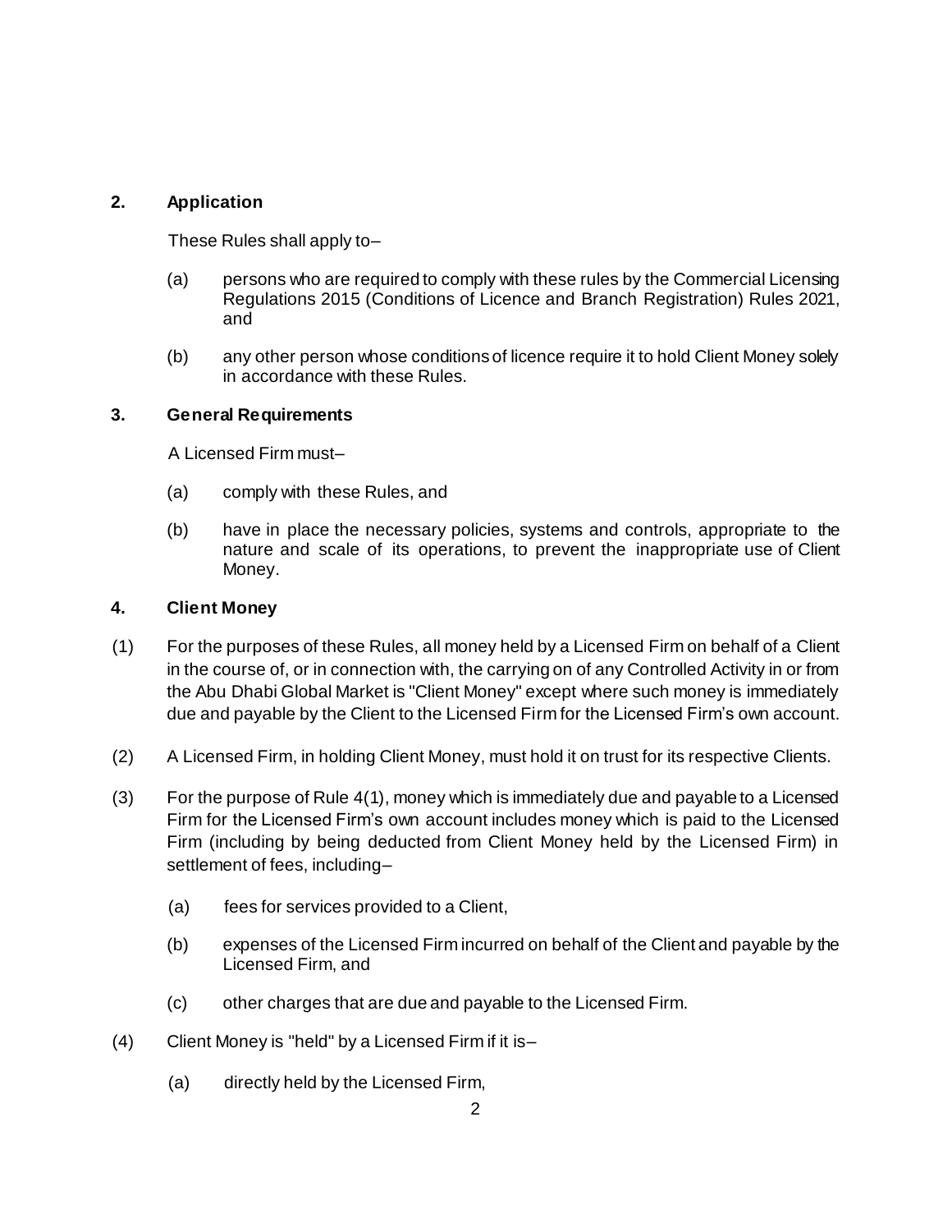## 2. Application

These Rules shall apply to–

(a) persons who are required to comply with these rules by the Commercial Licensing Regulations 2015 (Conditions of Licence and Branch Registration) Rules 2021, and

(b) any other person whose conditions of licence require it to hold Client Money solely in accordance with these Rules.

## 3. General Requirements

A Licensed Firm must–

(a) comply with these Rules, and

(b) have in place the necessary policies, systems and controls, appropriate to the nature and scale of its operations, to prevent the inappropriate use of Client Money.

## 4. Client Money

(1) For the purposes of these Rules, all money held by a Licensed Firm on behalf of a Client in the course of, or in connection with, the carrying on of any Controlled Activity in or from the Abu Dhabi Global Market is "Client Money" except where such money is immediately due and payable by the Client to the Licensed Firm for the Licensed Firm's own account.

(2) A Licensed Firm, in holding Client Money, must hold it on trust for its respective Clients.

(3) For the purpose of Rule 4(1), money which is immediately due and payable to a Licensed Firm for the Licensed Firm's own account includes money which is paid to the Licensed Firm (including by being deducted from Client Money held by the Licensed Firm) in settlement of fees, including–

(a) fees for services provided to a Client,

(b) expenses of the Licensed Firm incurred on behalf of the Client and payable by the Licensed Firm, and

(c) other charges that are due and payable to the Licensed Firm.

(4) Client Money is "held" by a Licensed Firm if it is–

(a) directly held by the Licensed Firm,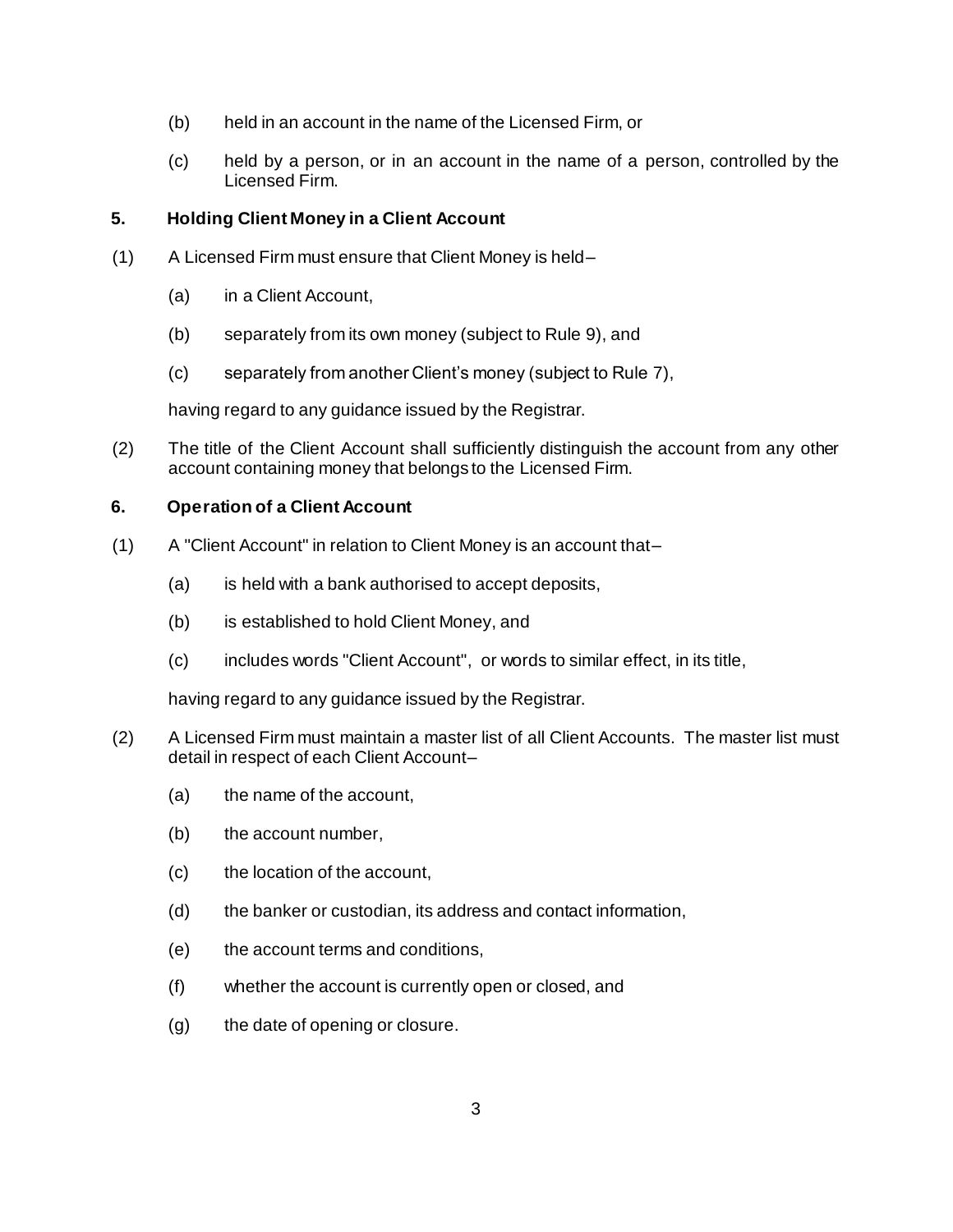(b) held in an account in the name of the Licensed Firm, or

(c) held by a person, or in an account in the name of a person, controlled by the Licensed Firm.

### 5. Holding Client Money in a Client Account

(1) A Licensed Firm must ensure that Client Money is held–

(a) in a Client Account,

(b) separately from its own money (subject to Rule 9), and

(c) separately from another Client's money (subject to Rule 7),

having regard to any guidance issued by the Registrar.

(2) The title of the Client Account shall sufficiently distinguish the account from any other account containing money that belongs to the Licensed Firm.

### 6. Operation of a Client Account

(1) A "Client Account" in relation to Client Money is an account that–

(a) is held with a bank authorised to accept deposits,

(b) is established to hold Client Money, and

(c) includes words "Client Account", or words to similar effect, in its title,

having regard to any guidance issued by the Registrar.

(2) A Licensed Firm must maintain a master list of all Client Accounts. The master list must detail in respect of each Client Account–

(a) the name of the account,

(b) the account number,

(c) the location of the account,

(d) the banker or custodian, its address and contact information,

(e) the account terms and conditions,

(f) whether the account is currently open or closed, and

(g) the date of opening or closure.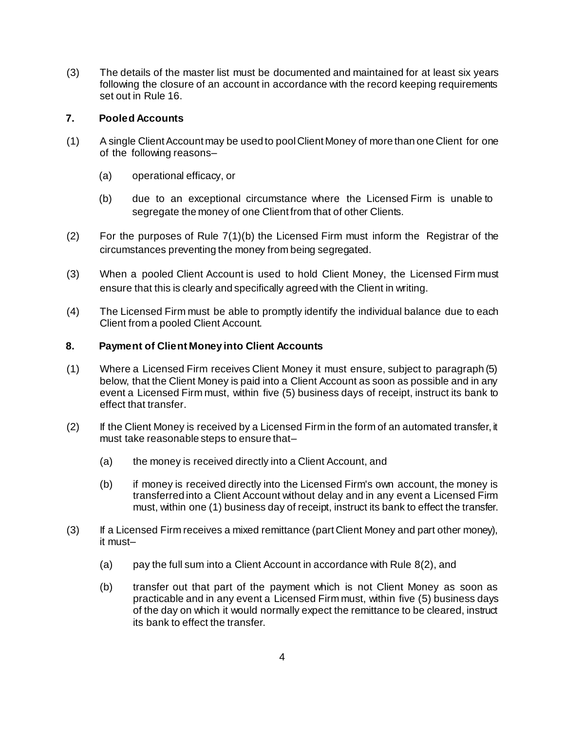(3) The details of the master list must be documented and maintained for at least six years following the closure of an account in accordance with the record keeping requirements set out in Rule 16.

## 7. Pooled Accounts

(1) A single Client Account may be used to pool Client Money of more than one Client for one of the following reasons–

(a) operational efficacy, or

(b) due to an exceptional circumstance where the Licensed Firm is unable to segregate the money of one Client from that of other Clients.

(2) For the purposes of Rule 7(1)(b) the Licensed Firm must inform the Registrar of the circumstances preventing the money from being segregated.

(3) When a pooled Client Account is used to hold Client Money, the Licensed Firm must ensure that this is clearly and specifically agreed with the Client in writing.

(4) The Licensed Firm must be able to promptly identify the individual balance due to each Client from a pooled Client Account.

## 8. Payment of Client Money into Client Accounts

(1) Where a Licensed Firm receives Client Money it must ensure, subject to paragraph (5) below, that the Client Money is paid into a Client Account as soon as possible and in any event a Licensed Firm must, within five (5) business days of receipt, instruct its bank to effect that transfer.

(2) If the Client Money is received by a Licensed Firm in the form of an automated transfer, it must take reasonable steps to ensure that–

(a) the money is received directly into a Client Account, and

(b) if money is received directly into the Licensed Firm's own account, the money is transferred into a Client Account without delay and in any event a Licensed Firm must, within one (1) business day of receipt, instruct its bank to effect the transfer.

(3) If a Licensed Firm receives a mixed remittance (part Client Money and part other money), it must–

(a) pay the full sum into a Client Account in accordance with Rule 8(2), and

(b) transfer out that part of the payment which is not Client Money as soon as practicable and in any event a Licensed Firm must, within five (5) business days of the day on which it would normally expect the remittance to be cleared, instruct its bank to effect the transfer.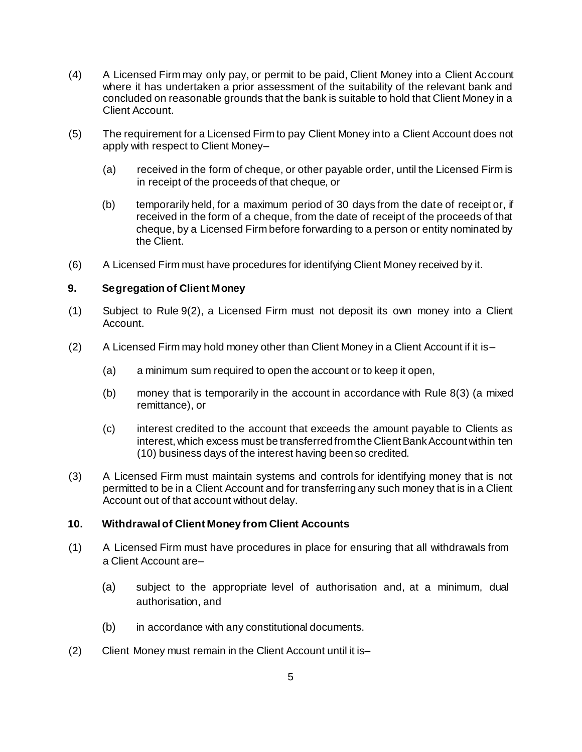(4) A Licensed Firm may only pay, or permit to be paid, Client Money into a Client Account where it has undertaken a prior assessment of the suitability of the relevant bank and concluded on reasonable grounds that the bank is suitable to hold that Client Money in a Client Account.

(5) The requirement for a Licensed Firm to pay Client Money into a Client Account does not apply with respect to Client Money–

(a) received in the form of cheque, or other payable order, until the Licensed Firm is in receipt of the proceeds of that cheque, or

(b) temporarily held, for a maximum period of 30 days from the date of receipt or, if received in the form of a cheque, from the date of receipt of the proceeds of that cheque, by a Licensed Firm before forwarding to a person or entity nominated by the Client.

(6) A Licensed Firm must have procedures for identifying Client Money received by it.

### 9. Segregation of Client Money

(1) Subject to Rule 9(2), a Licensed Firm must not deposit its own money into a Client Account.

(2) A Licensed Firm may hold money other than Client Money in a Client Account if it is–

(a) a minimum sum required to open the account or to keep it open,

(b) money that is temporarily in the account in accordance with Rule 8(3) (a mixed remittance), or

(c) interest credited to the account that exceeds the amount payable to Clients as interest, which excess must be transferred from the Client Bank Account within ten (10) business days of the interest having been so credited.

(3) A Licensed Firm must maintain systems and controls for identifying money that is not permitted to be in a Client Account and for transferring any such money that is in a Client Account out of that account without delay.

### 10. Withdrawal of Client Money from Client Accounts

(1) A Licensed Firm must have procedures in place for ensuring that all withdrawals from a Client Account are–

(a) subject to the appropriate level of authorisation and, at a minimum, dual authorisation, and

(b) in accordance with any constitutional documents.

(2) Client Money must remain in the Client Account until it is–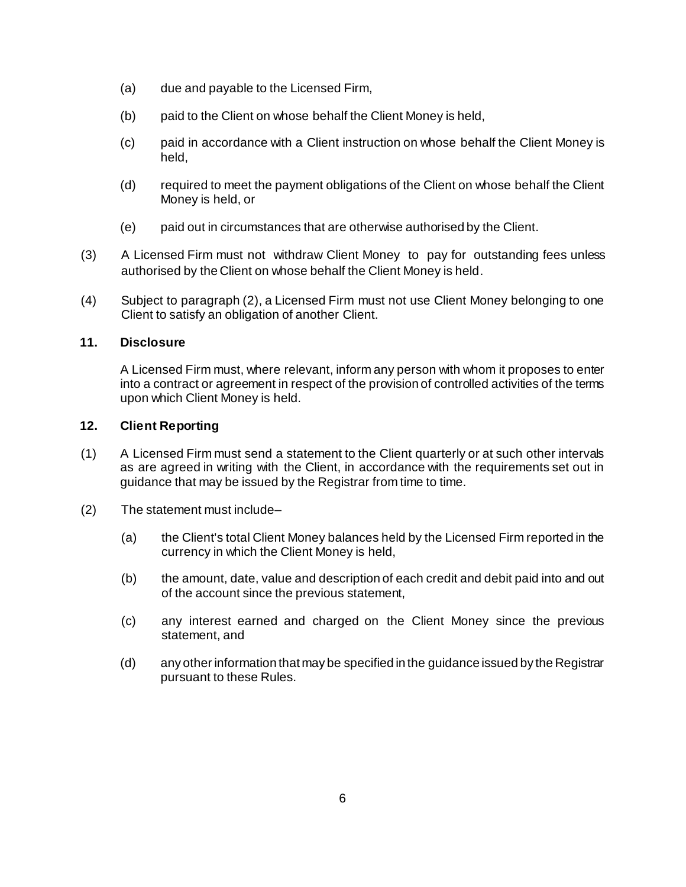(a) due and payable to the Licensed Firm,

(b) paid to the Client on whose behalf the Client Money is held,

(c) paid in accordance with a Client instruction on whose behalf the Client Money is held,

(d) required to meet the payment obligations of the Client on whose behalf the Client Money is held, or

(e) paid out in circumstances that are otherwise authorised by the Client.

(3) A Licensed Firm must not withdraw Client Money to pay for outstanding fees unless authorised by the Client on whose behalf the Client Money is held.

(4) Subject to paragraph (2), a Licensed Firm must not use Client Money belonging to one Client to satisfy an obligation of another Client.

**11. Disclosure**

A Licensed Firm must, where relevant, inform any person with whom it proposes to enter into a contract or agreement in respect of the provision of controlled activities of the terms upon which Client Money is held.

**12. Client Reporting**

(1) A Licensed Firm must send a statement to the Client quarterly or at such other intervals as are agreed in writing with the Client, in accordance with the requirements set out in guidance that may be issued by the Registrar from time to time.

(2) The statement must include–

(a) the Client's total Client Money balances held by the Licensed Firm reported in the currency in which the Client Money is held,

(b) the amount, date, value and description of each credit and debit paid into and out of the account since the previous statement,

(c) any interest earned and charged on the Client Money since the previous statement, and

(d) any other information that may be specified in the guidance issued by the Registrar pursuant to these Rules.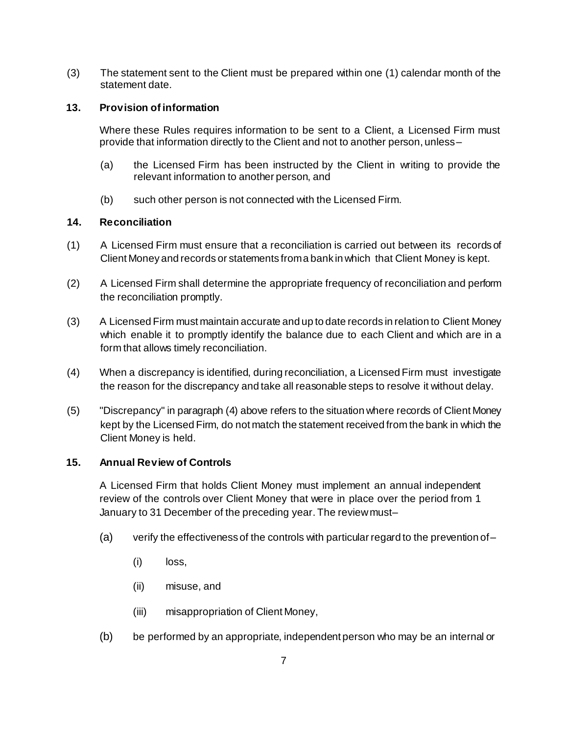(3) The statement sent to the Client must be prepared within one (1) calendar month of the statement date.

### 13. Provision of information

Where these Rules requires information to be sent to a Client, a Licensed Firm must provide that information directly to the Client and not to another person, unless–

(a) the Licensed Firm has been instructed by the Client in writing to provide the relevant information to another person, and

(b) such other person is not connected with the Licensed Firm.

### 14. Reconciliation

(1) A Licensed Firm must ensure that a reconciliation is carried out between its records of Client Money and records or statements from a bank in which that Client Money is kept.

(2) A Licensed Firm shall determine the appropriate frequency of reconciliation and perform the reconciliation promptly.

(3) A Licensed Firm must maintain accurate and up to date records in relation to Client Money which enable it to promptly identify the balance due to each Client and which are in a form that allows timely reconciliation.

(4) When a discrepancy is identified, during reconciliation, a Licensed Firm must investigate the reason for the discrepancy and take all reasonable steps to resolve it without delay.

(5) "Discrepancy" in paragraph (4) above refers to the situation where records of Client Money kept by the Licensed Firm, do not match the statement received from the bank in which the Client Money is held.

### 15. Annual Review of Controls

A Licensed Firm that holds Client Money must implement an annual independent review of the controls over Client Money that were in place over the period from 1 January to 31 December of the preceding year. The review must–

(a) verify the effectiveness of the controls with particular regard to the prevention of–

(i) loss,

(ii) misuse, and

(iii) misappropriation of Client Money,

(b) be performed by an appropriate, independent person who may be an internal or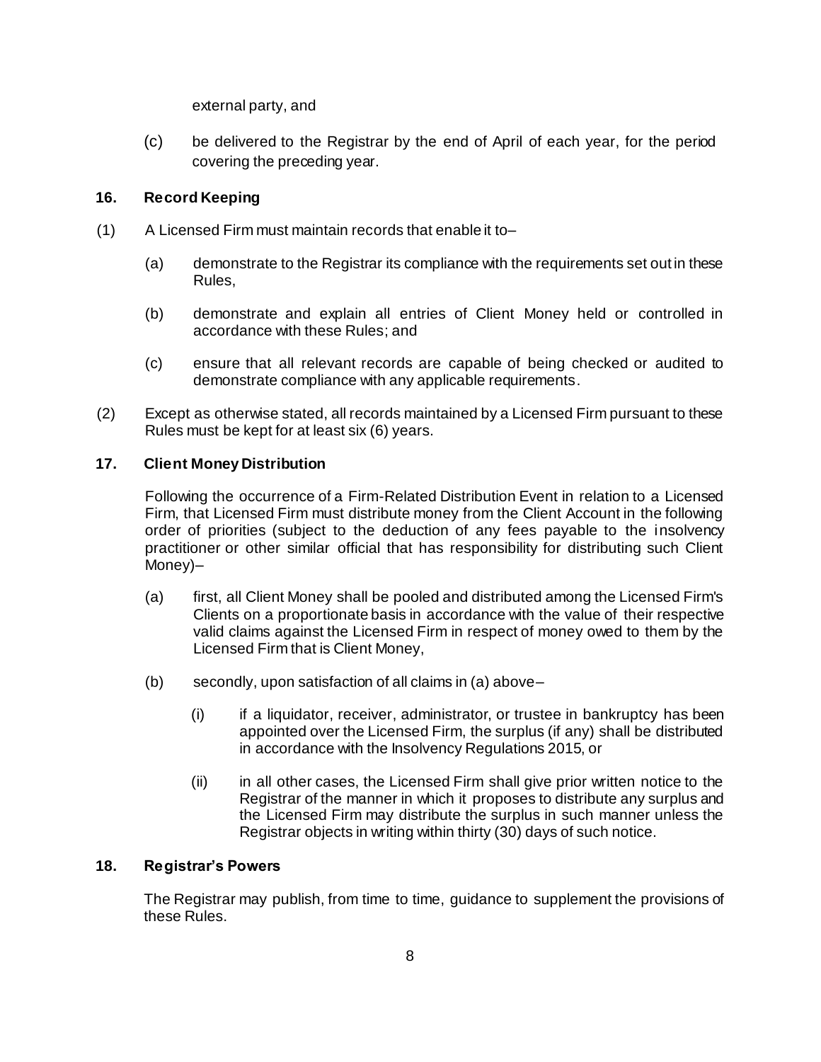external party, and

(c) be delivered to the Registrar by the end of April of each year, for the period covering the preceding year.

### 16. Record Keeping

(1) A Licensed Firm must maintain records that enable it to–

(a) demonstrate to the Registrar its compliance with the requirements set out in these Rules,

(b) demonstrate and explain all entries of Client Money held or controlled in accordance with these Rules; and

(c) ensure that all relevant records are capable of being checked or audited to demonstrate compliance with any applicable requirements.

(2) Except as otherwise stated, all records maintained by a Licensed Firm pursuant to these Rules must be kept for at least six (6) years.

### 17. Client Money Distribution

Following the occurrence of a Firm-Related Distribution Event in relation to a Licensed Firm, that Licensed Firm must distribute money from the Client Account in the following order of priorities (subject to the deduction of any fees payable to the insolvency practitioner or other similar official that has responsibility for distributing such Client Money)–

(a) first, all Client Money shall be pooled and distributed among the Licensed Firm's Clients on a proportionate basis in accordance with the value of their respective valid claims against the Licensed Firm in respect of money owed to them by the Licensed Firm that is Client Money,

(b) secondly, upon satisfaction of all claims in (a) above–

(i) if a liquidator, receiver, administrator, or trustee in bankruptcy has been appointed over the Licensed Firm, the surplus (if any) shall be distributed in accordance with the Insolvency Regulations 2015, or

(ii) in all other cases, the Licensed Firm shall give prior written notice to the Registrar of the manner in which it proposes to distribute any surplus and the Licensed Firm may distribute the surplus in such manner unless the Registrar objects in writing within thirty (30) days of such notice.

### 18. Registrar's Powers

The Registrar may publish, from time to time, guidance to supplement the provisions of these Rules.